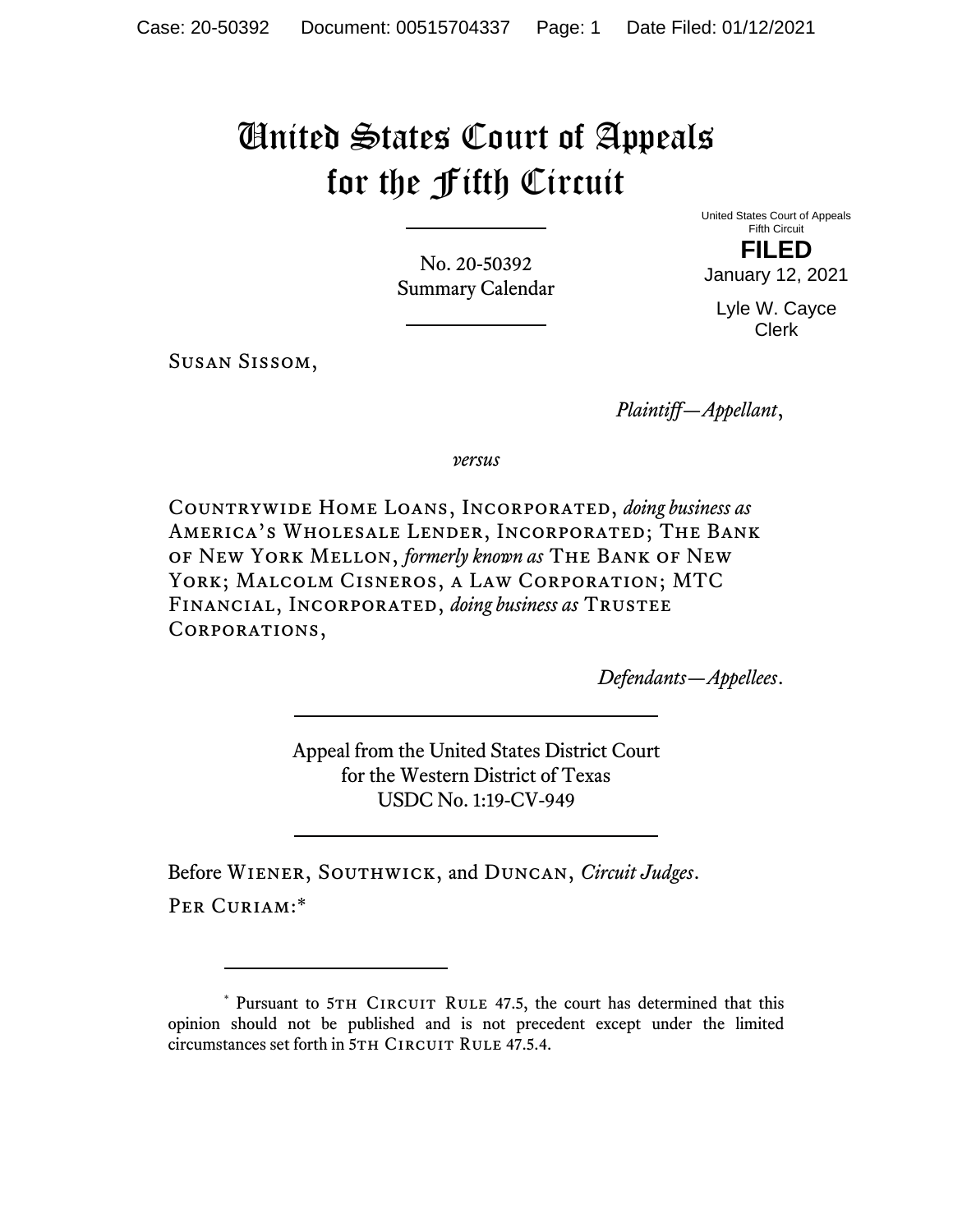# United States Court of Appeals for the Fifth Circuit

No. 20-50392
Summary Calendar

United States Court of Appeals
Fifth Circuit

**FILED**

January 12, 2021

Lyle W. Cayce
Clerk

Susan Sissom,

*Plaintiff—Appellant*,

*versus*

Countrywide Home Loans, Incorporated, *doing business as* America's Wholesale Lender, Incorporated; The Bank of New York Mellon, *formerly known as* The Bank of New York; Malcolm Cisneros, a Law Corporation; MTC Financial, Incorporated, *doing business as* Trustee Corporations,

*Defendants—Appellees*.

Appeal from the United States District Court
for the Western District of Texas
USDC No. 1:19-CV-949

Before Wiener, Southwick, and Duncan, *Circuit Judges*.

Per Curiam:*

---

* Pursuant to 5th Circuit Rule 47.5, the court has determined that this opinion should not be published and is not precedent except under the limited circumstances set forth in 5th Circuit Rule 47.5.4.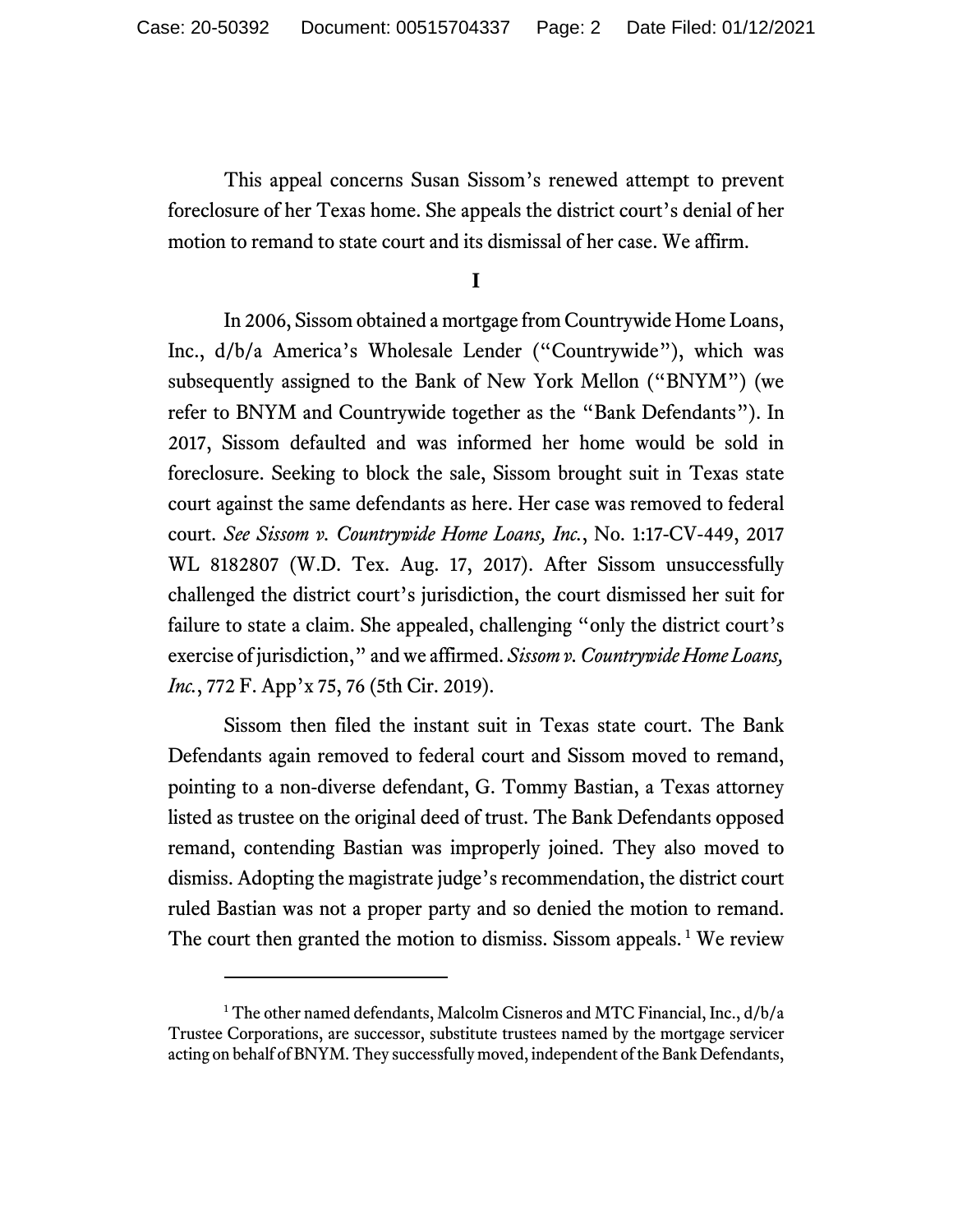This appeal concerns Susan Sissom's renewed attempt to prevent foreclosure of her Texas home. She appeals the district court's denial of her motion to remand to state court and its dismissal of her case. We affirm.

## I

In 2006, Sissom obtained a mortgage from Countrywide Home Loans, Inc., d/b/a America's Wholesale Lender ("Countrywide"), which was subsequently assigned to the Bank of New York Mellon ("BNYM") (we refer to BNYM and Countrywide together as the "Bank Defendants"). In 2017, Sissom defaulted and was informed her home would be sold in foreclosure. Seeking to block the sale, Sissom brought suit in Texas state court against the same defendants as here. Her case was removed to federal court. *See Sissom v. Countrywide Home Loans, Inc.*, No. 1:17-CV-449, 2017 WL 8182807 (W.D. Tex. Aug. 17, 2017). After Sissom unsuccessfully challenged the district court's jurisdiction, the court dismissed her suit for failure to state a claim. She appealed, challenging "only the district court's exercise of jurisdiction," and we affirmed. *Sissom v. Countrywide Home Loans, Inc.*, 772 F. App'x 75, 76 (5th Cir. 2019).

Sissom then filed the instant suit in Texas state court. The Bank Defendants again removed to federal court and Sissom moved to remand, pointing to a non-diverse defendant, G. Tommy Bastian, a Texas attorney listed as trustee on the original deed of trust. The Bank Defendants opposed remand, contending Bastian was improperly joined. They also moved to dismiss. Adopting the magistrate judge's recommendation, the district court ruled Bastian was not a proper party and so denied the motion to remand. The court then granted the motion to dismiss. Sissom appeals.[1] We review

[1] The other named defendants, Malcolm Cisneros and MTC Financial, Inc., d/b/a Trustee Corporations, are successor, substitute trustees named by the mortgage servicer acting on behalf of BNYM. They successfully moved, independent of the Bank Defendants,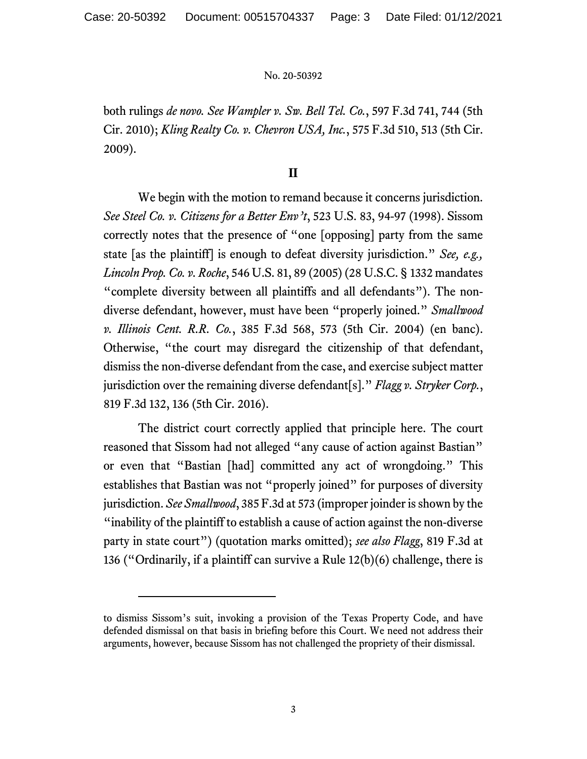both rulings *de novo*. *See Wampler v. Sw. Bell Tel. Co.*, 597 F.3d 741, 744 (5th Cir. 2010); *Kling Realty Co. v. Chevron USA, Inc.*, 575 F.3d 510, 513 (5th Cir. 2009).

## II

We begin with the motion to remand because it concerns jurisdiction. *See Steel Co. v. Citizens for a Better Env't*, 523 U.S. 83, 94-97 (1998). Sissom correctly notes that the presence of "one [opposing] party from the same state [as the plaintiff] is enough to defeat diversity jurisdiction." *See, e.g., Lincoln Prop. Co. v. Roche*, 546 U.S. 81, 89 (2005) (28 U.S.C. § 1332 mandates "complete diversity between all plaintiffs and all defendants"). The non-diverse defendant, however, must have been "properly joined." *Smallwood v. Illinois Cent. R.R. Co.*, 385 F.3d 568, 573 (5th Cir. 2004) (en banc). Otherwise, "the court may disregard the citizenship of that defendant, dismiss the non-diverse defendant from the case, and exercise subject matter jurisdiction over the remaining diverse defendant[s]." *Flagg v. Stryker Corp.*, 819 F.3d 132, 136 (5th Cir. 2016).

The district court correctly applied that principle here. The court reasoned that Sissom had not alleged "any cause of action against Bastian" or even that "Bastian [had] committed any act of wrongdoing." This establishes that Bastian was not "properly joined" for purposes of diversity jurisdiction. *See Smallwood*, 385 F.3d at 573 (improper joinder is shown by the "inability of the plaintiff to establish a cause of action against the non-diverse party in state court") (quotation marks omitted); *see also Flagg*, 819 F.3d at 136 ("Ordinarily, if a plaintiff can survive a Rule 12(b)(6) challenge, there is

---

to dismiss Sissom's suit, invoking a provision of the Texas Property Code, and have defended dismissal on that basis in briefing before this Court. We need not address their arguments, however, because Sissom has not challenged the propriety of their dismissal.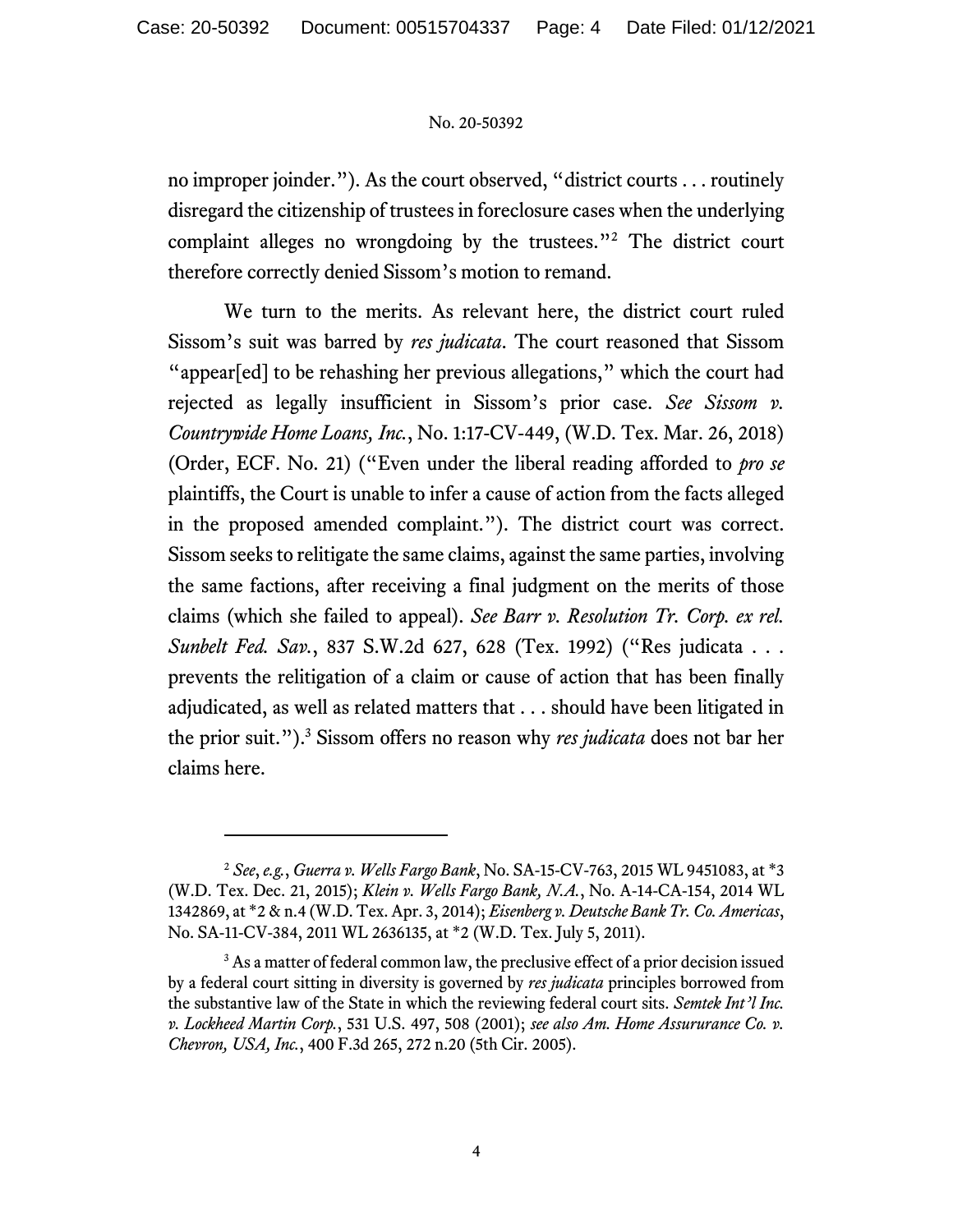no improper joinder."). As the court observed, "district courts . . . routinely disregard the citizenship of trustees in foreclosure cases when the underlying complaint alleges no wrongdoing by the trustees."[2] The district court therefore correctly denied Sissom's motion to remand.

We turn to the merits. As relevant here, the district court ruled Sissom's suit was barred by *res judicata*. The court reasoned that Sissom "appear[ed] to be rehashing her previous allegations," which the court had rejected as legally insufficient in Sissom's prior case. *See Sissom v. Countrywide Home Loans, Inc.*, No. 1:17-CV-449, (W.D. Tex. Mar. 26, 2018) (Order, ECF. No. 21) ("Even under the liberal reading afforded to *pro se* plaintiffs, the Court is unable to infer a cause of action from the facts alleged in the proposed amended complaint."). The district court was correct. Sissom seeks to relitigate the same claims, against the same parties, involving the same factions, after receiving a final judgment on the merits of those claims (which she failed to appeal). *See Barr v. Resolution Tr. Corp. ex rel. Sunbelt Fed. Sav.*, 837 S.W.2d 627, 628 (Tex. 1992) ("Res judicata . . . prevents the relitigation of a claim or cause of action that has been finally adjudicated, as well as related matters that . . . should have been litigated in the prior suit.").[3] Sissom offers no reason why *res judicata* does not bar her claims here.

---

[2] *See*, *e.g.*, *Guerra v. Wells Fargo Bank*, No. SA-15-CV-763, 2015 WL 9451083, at *3 (W.D. Tex. Dec. 21, 2015); *Klein v. Wells Fargo Bank, N.A.*, No. A-14-CA-154, 2014 WL 1342869, at *2 & n.4 (W.D. Tex. Apr. 3, 2014); *Eisenberg v. Deutsche Bank Tr. Co. Americas*, No. SA-11-CV-384, 2011 WL 2636135, at *2 (W.D. Tex. July 5, 2011).

[3] As a matter of federal common law, the preclusive effect of a prior decision issued by a federal court sitting in diversity is governed by *res judicata* principles borrowed from the substantive law of the State in which the reviewing federal court sits. *Semtek Int'l Inc. v. Lockheed Martin Corp.*, 531 U.S. 497, 508 (2001); *see also Am. Home Assurance Co. v. Chevron, USA, Inc.*, 400 F.3d 265, 272 n.20 (5th Cir. 2005).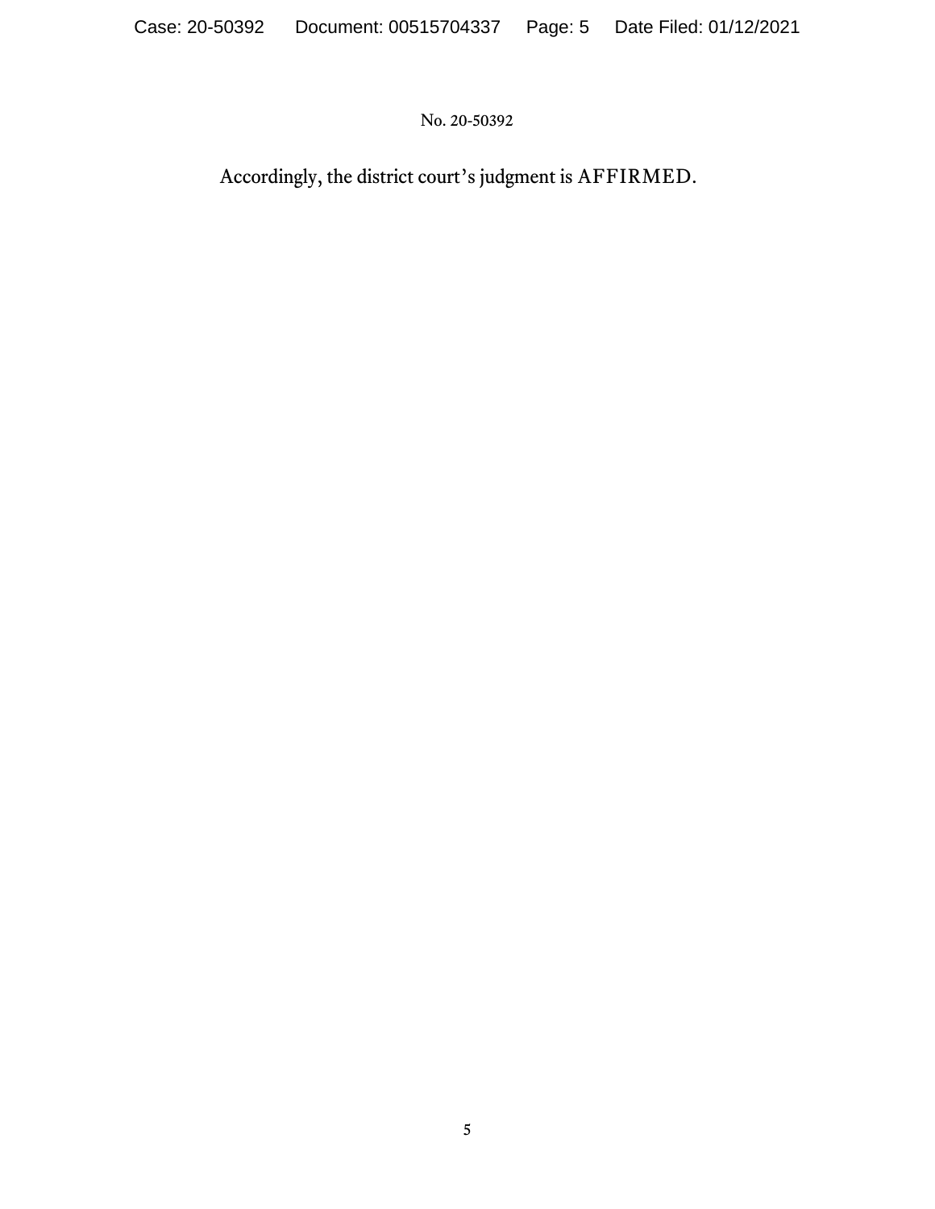Accordingly, the district court's judgment is AFFIRMED.